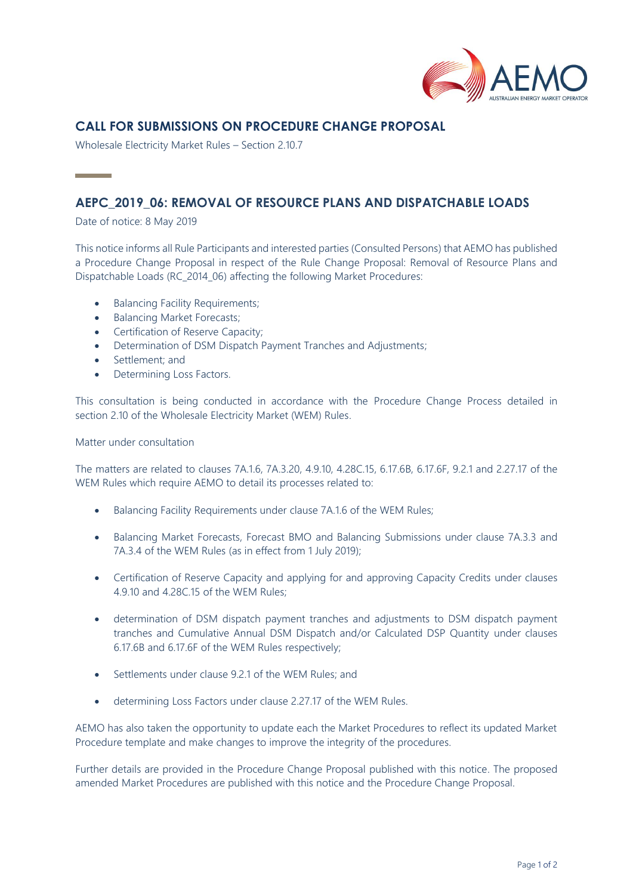## CALL FOR SUBMISSIONS ON PROCEDURE CHANGE PROPOSAL

Wholesale Electricity Market Rules – Section 2.10.7

## AEPC_2019_06: REMOVAL OF RESOURCE PLANS AND DISPATCHABLE LOADS

Date of notice: 8 May 2019

This notice informs all Rule Participants and interested parties (Consulted Persons) that AEMO has published a Procedure Change Proposal in respect of the Rule Change Proposal: Removal of Resource Plans and Dispatchable Loads (RC_2014_06) affecting the following Market Procedures:

- Balancing Facility Requirements;
- Balancing Market Forecasts;
- Certification of Reserve Capacity;
- Determination of DSM Dispatch Payment Tranches and Adjustments;
- Settlement; and
- Determining Loss Factors.

This consultation is being conducted in accordance with the Procedure Change Process detailed in section 2.10 of the Wholesale Electricity Market (WEM) Rules.

Matter under consultation

The matters are related to clauses 7A.1.6, 7A.3.20, 4.9.10, 4.28C.15, 6.17.6B, 6.17.6F, 9.2.1 and 2.27.17 of the WEM Rules which require AEMO to detail its processes related to:

- Balancing Facility Requirements under clause 7A.1.6 of the WEM Rules;
- Balancing Market Forecasts, Forecast BMO and Balancing Submissions under clause 7A.3.3 and 7A.3.4 of the WEM Rules (as in effect from 1 July 2019);
- Certification of Reserve Capacity and applying for and approving Capacity Credits under clauses 4.9.10 and 4.28C.15 of the WEM Rules;
- determination of DSM dispatch payment tranches and adjustments to DSM dispatch payment tranches and Cumulative Annual DSM Dispatch and/or Calculated DSP Quantity under clauses 6.17.6B and 6.17.6F of the WEM Rules respectively;
- Settlements under clause 9.2.1 of the WEM Rules; and
- determining Loss Factors under clause 2.27.17 of the WEM Rules.

AEMO has also taken the opportunity to update each the Market Procedures to reflect its updated Market Procedure template and make changes to improve the integrity of the procedures.

Further details are provided in the Procedure Change Proposal published with this notice. The proposed amended Market Procedures are published with this notice and the Procedure Change Proposal.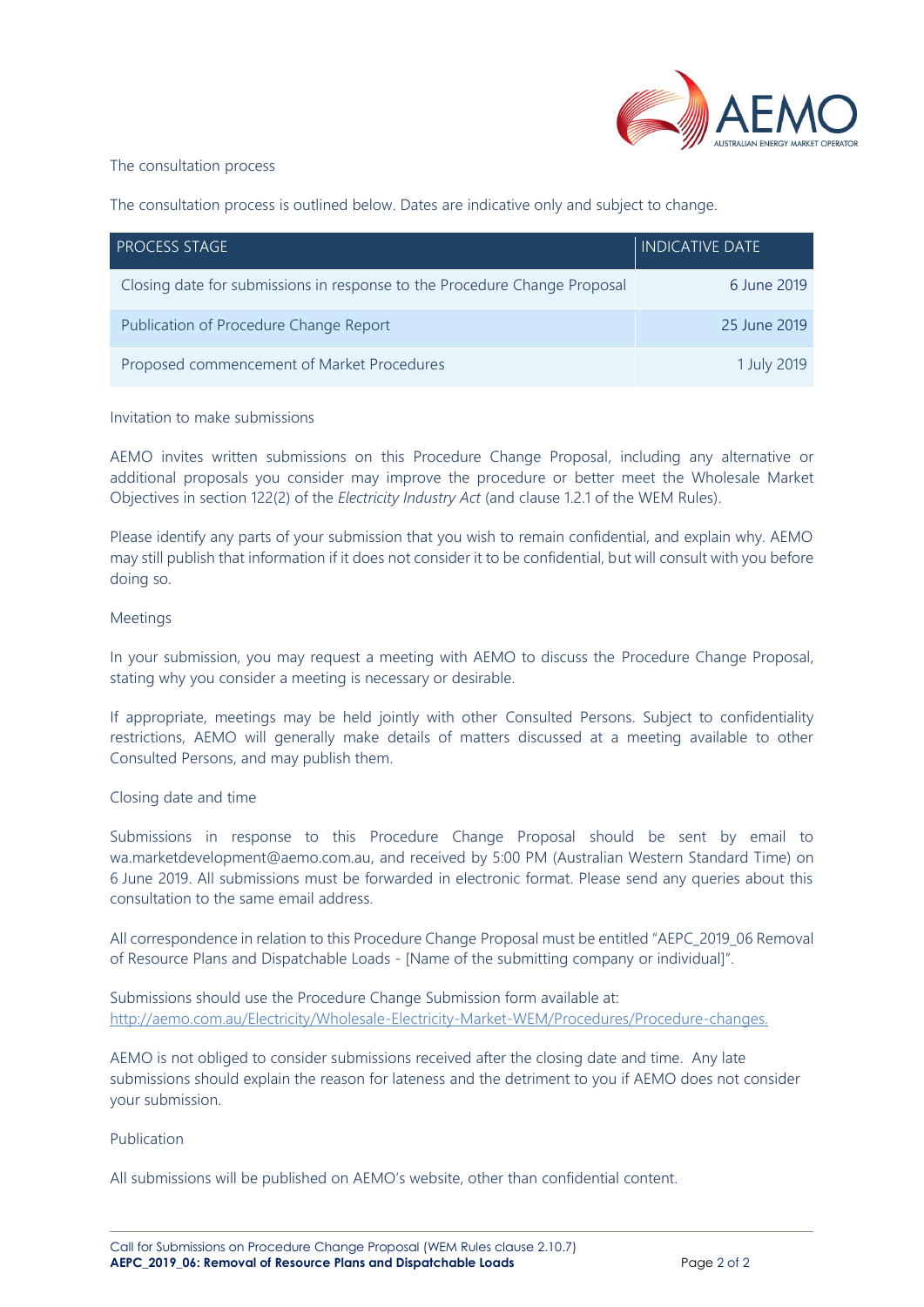## The consultation process

The consultation process is outlined below. Dates are indicative only and subject to change.

| PROCESS STAGE | INDICATIVE DATE |
|---|---|
| Closing date for submissions in response to the Procedure Change Proposal | 6 June 2019 |
| Publication of Procedure Change Report | 25 June 2019 |
| Proposed commencement of Market Procedures | 1 July 2019 |

## Invitation to make submissions

AEMO invites written submissions on this Procedure Change Proposal, including any alternative or additional proposals you consider may improve the procedure or better meet the Wholesale Market Objectives in section 122(2) of the *Electricity Industry Act* (and clause 1.2.1 of the WEM Rules).

Please identify any parts of your submission that you wish to remain confidential, and explain why. AEMO may still publish that information if it does not consider it to be confidential, but will consult with you before doing so.

## Meetings

In your submission, you may request a meeting with AEMO to discuss the Procedure Change Proposal, stating why you consider a meeting is necessary or desirable.

If appropriate, meetings may be held jointly with other Consulted Persons. Subject to confidentiality restrictions, AEMO will generally make details of matters discussed at a meeting available to other Consulted Persons, and may publish them.

## Closing date and time

Submissions in response to this Procedure Change Proposal should be sent by email to wa.marketdevelopment@aemo.com.au, and received by 5:00 PM (Australian Western Standard Time) on 6 June 2019. All submissions must be forwarded in electronic format. Please send any queries about this consultation to the same email address.

All correspondence in relation to this Procedure Change Proposal must be entitled "AEPC_2019_06 Removal of Resource Plans and Dispatchable Loads - [Name of the submitting company or individual]".

Submissions should use the Procedure Change Submission form available at:
[http://aemo.com.au/Electricity/Wholesale-Electricity-Market-WEM/Procedures/Procedure-changes.](http://aemo.com.au/Electricity/Wholesale-Electricity-Market-WEM/Procedures/Procedure-changes)

AEMO is not obliged to consider submissions received after the closing date and time. Any late submissions should explain the reason for lateness and the detriment to you if AEMO does not consider your submission.

## Publication

All submissions will be published on AEMO's website, other than confidential content.